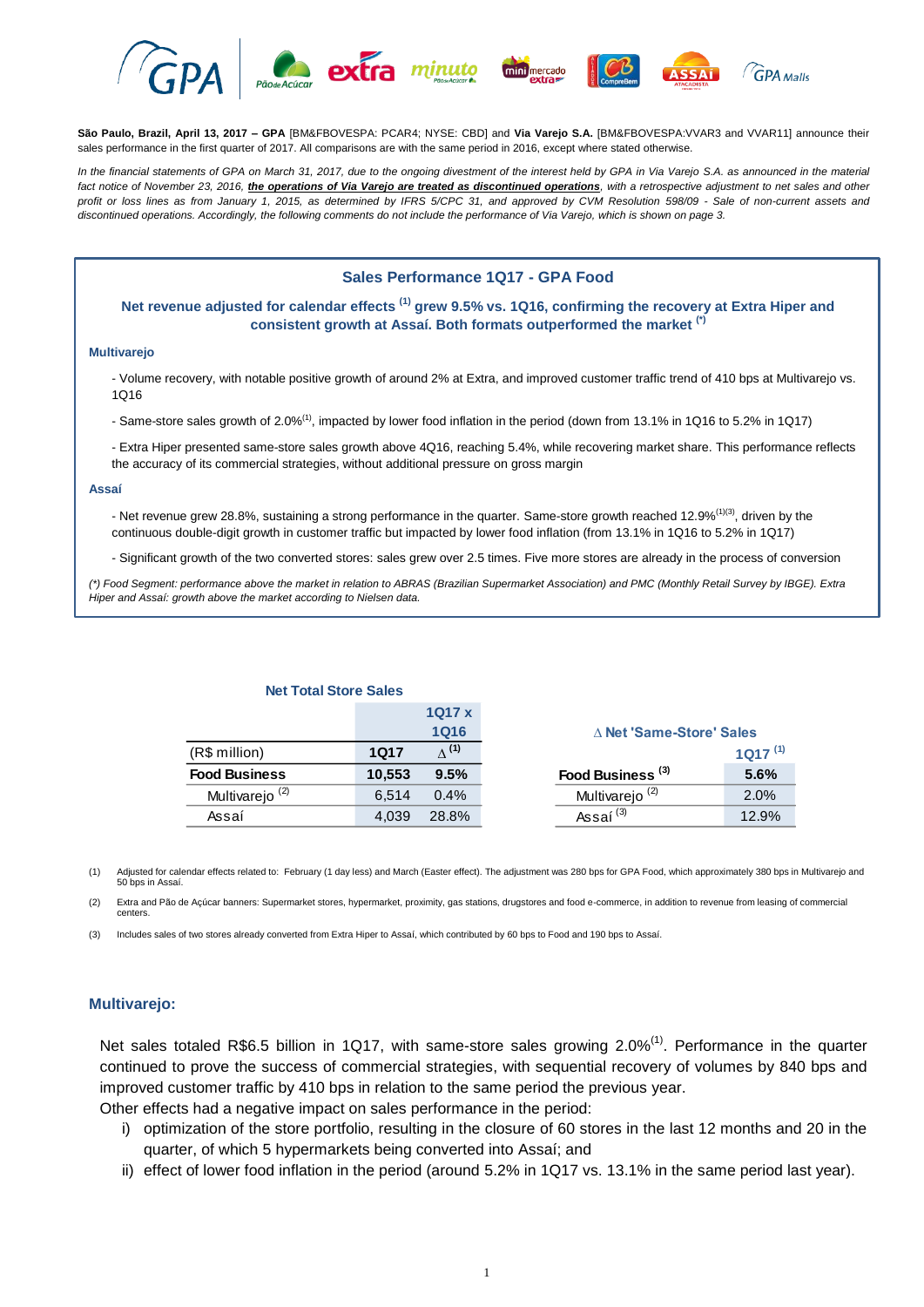**São Paulo, Brazil, April 13, 2017 – GPA** [BM&FBOVESPA: PCAR4; NYSE: CBD] and **Via Varejo S.A.** [BM&FBOVESPA:VVAR3 and VVAR11] announce their sales performance in the first quarter of 2017. All comparisons are with the same period in 2016, except where stated otherwise.

*In the financial statements of GPA on March 31, 2017, due to the ongoing divestment of the interest held by GPA in Via Varejo S.A. as announced in the material fact notice of November 23, 2016, **the operations of Via Varejo are treated as discontinued operations**, with a retrospective adjustment to net sales and other profit or loss lines as from January 1, 2015, as determined by IFRS 5/CPC 31, and approved by CVM Resolution 598/09 - Sale of non-current assets and discontinued operations. Accordingly, the following comments do not include the performance of Via Varejo, which is shown on page 3.*

## Sales Performance 1Q17 - GPA Food

**Net revenue adjusted for calendar effects (1) grew 9.5% vs. 1Q16, confirming the recovery at Extra Hiper and consistent growth at Assaí. Both formats outperformed the market (\*)**

### Multivarejo

- Volume recovery, with notable positive growth of around 2% at Extra, and improved customer traffic trend of 410 bps at Multivarejo vs. 1Q16

- Same-store sales growth of 2.0%[1], impacted by lower food inflation in the period (down from 13.1% in 1Q16 to 5.2% in 1Q17)

- Extra Hiper presented same-store sales growth above 4Q16, reaching 5.4%, while recovering market share. This performance reflects the accuracy of its commercial strategies, without additional pressure on gross margin

### Assaí

- Net revenue grew 28.8%, sustaining a strong performance in the quarter. Same-store growth reached 12.9%[1][3], driven by the continuous double-digit growth in customer traffic but impacted by lower food inflation (from 13.1% in 1Q16 to 5.2% in 1Q17)

- Significant growth of the two converted stores: sales grew over 2.5 times. Five more stores are already in the process of conversion

*(\*) Food Segment: performance above the market in relation to ABRAS (Brazilian Supermarket Association) and PMC (Monthly Retail Survey by IBGE). Extra Hiper and Assaí: growth above the market according to Nielsen data.*

**Net Total Store Sales**

| (R$ million) | 1Q17 | 1Q17 x 1Q16 Δ (1) |
|---|---|---|
| **Food Business** | **10,553** | **9.5%** |
| Multivarejo (2) | 6,514 | 0.4% |
| Assaí | 4,039 | 28.8% |

**Δ Net 'Same-Store' Sales**

| | 1Q17 (1) |
|---|---|
| **Food Business (3)** | **5.6%** |
| Multivarejo (2) | 2.0% |
| Assaí (3) | 12.9% |

(1) Adjusted for calendar effects related to: February (1 day less) and March (Easter effect). The adjustment was 280 bps for GPA Food, which approximately 380 bps in Multivarejo and 50 bps in Assaí.

(2) Extra and Pão de Açúcar banners: Supermarket stores, hypermarket, proximity, gas stations, drugstores and food e-commerce, in addition to revenue from leasing of commercial centers.

(3) Includes sales of two stores already converted from Extra Hiper to Assaí, which contributed by 60 bps to Food and 190 bps to Assaí.

## Multivarejo:

Net sales totaled R$6.5 billion in 1Q17, with same-store sales growing 2.0%[1]. Performance in the quarter continued to prove the success of commercial strategies, with sequential recovery of volumes by 840 bps and improved customer traffic by 410 bps in relation to the same period the previous year.

Other effects had a negative impact on sales performance in the period:

i) optimization of the store portfolio, resulting in the closure of 60 stores in the last 12 months and 20 in the quarter, of which 5 hypermarkets being converted into Assaí; and
ii) effect of lower food inflation in the period (around 5.2% in 1Q17 vs. 13.1% in the same period last year).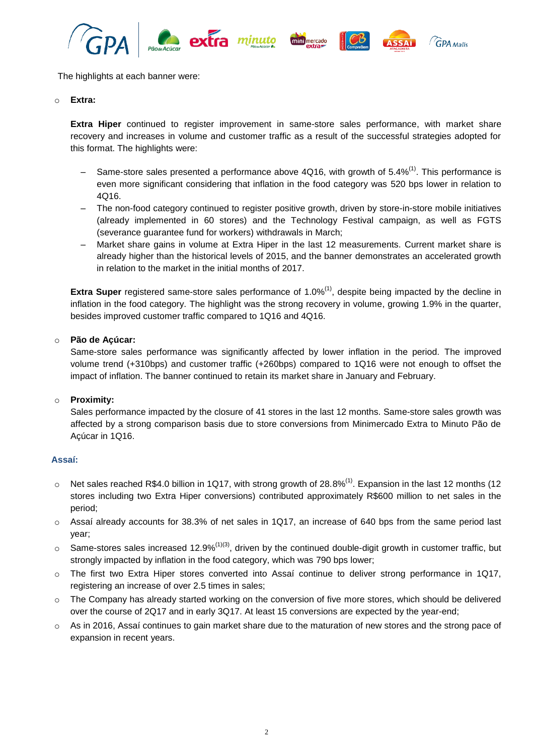The highlights at each banner were:

- **Extra:**

  **Extra Hiper** continued to register improvement in same-store sales performance, with market share recovery and increases in volume and customer traffic as a result of the successful strategies adopted for this format. The highlights were:

  – Same-store sales presented a performance above 4Q16, with growth of 5.4%[1]. This performance is even more significant considering that inflation in the food category was 520 bps lower in relation to 4Q16.

  – The non-food category continued to register positive growth, driven by store-in-store mobile initiatives (already implemented in 60 stores) and the Technology Festival campaign, as well as FGTS (severance guarantee fund for workers) withdrawals in March;

  – Market share gains in volume at Extra Hiper in the last 12 measurements. Current market share is already higher than the historical levels of 2015, and the banner demonstrates an accelerated growth in relation to the market in the initial months of 2017.

  **Extra Super** registered same-store sales performance of 1.0%[1], despite being impacted by the decline in inflation in the food category. The highlight was the strong recovery in volume, growing 1.9% in the quarter, besides improved customer traffic compared to 1Q16 and 4Q16.

- **Pão de Açúcar:**
  Same-store sales performance was significantly affected by lower inflation in the period. The improved volume trend (+310bps) and customer traffic (+260bps) compared to 1Q16 were not enough to offset the impact of inflation. The banner continued to retain its market share in January and February.

- **Proximity:**
  Sales performance impacted by the closure of 41 stores in the last 12 months. Same-store sales growth was affected by a strong comparison basis due to store conversions from Minimercado Extra to Minuto Pão de Açúcar in 1Q16.

**Assaí:**

- Net sales reached R$4.0 billion in 1Q17, with strong growth of 28.8%[1]. Expansion in the last 12 months (12 stores including two Extra Hiper conversions) contributed approximately R$600 million to net sales in the period;
- Assaí already accounts for 38.3% of net sales in 1Q17, an increase of 640 bps from the same period last year;
- Same-stores sales increased 12.9%[1][3], driven by the continued double-digit growth in customer traffic, but strongly impacted by inflation in the food category, which was 790 bps lower;
- The first two Extra Hiper stores converted into Assaí continue to deliver strong performance in 1Q17, registering an increase of over 2.5 times in sales;
- The Company has already started working on the conversion of five more stores, which should be delivered over the course of 2Q17 and in early 3Q17. At least 15 conversions are expected by the year-end;
- As in 2016, Assaí continues to gain market share due to the maturation of new stores and the strong pace of expansion in recent years.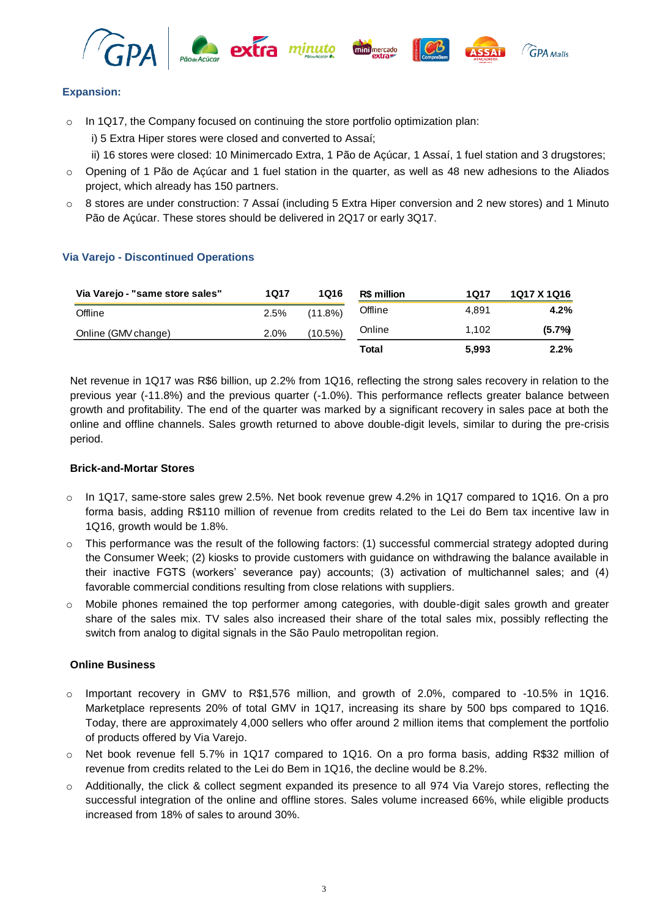### Expansion:

- In 1Q17, the Company focused on continuing the store portfolio optimization plan:
  - i) 5 Extra Hiper stores were closed and converted to Assaí;
  - ii) 16 stores were closed: 10 Minimercado Extra, 1 Pão de Açúcar, 1 Assaí, 1 fuel station and 3 drugstores;
- Opening of 1 Pão de Açúcar and 1 fuel station in the quarter, as well as 48 new adhesions to the Aliados project, which already has 150 partners.
- 8 stores are under construction: 7 Assaí (including 5 Extra Hiper conversion and 2 new stores) and 1 Minuto Pão de Açúcar. These stores should be delivered in 2Q17 or early 3Q17.

### Via Varejo - Discontinued Operations

| Via Varejo - "same store sales" | 1Q17 | 1Q16 |
|---|---|---|
| Offline | 2.5% | (11.8%) |
| Online (GMV change) | 2.0% | (10.5%) |

| R$ million | 1Q17 | 1Q17 X 1Q16 |
|---|---|---|
| Offline | 4,891 | **4.2%** |
| Online | 1,102 | **(5.7%)** |
| **Total** | **5,993** | **2.2%** |

Net revenue in 1Q17 was R$6 billion, up 2.2% from 1Q16, reflecting the strong sales recovery in relation to the previous year (-11.8%) and the previous quarter (-1.0%). This performance reflects greater balance between growth and profitability. The end of the quarter was marked by a significant recovery in sales pace at both the online and offline channels. Sales growth returned to above double-digit levels, similar to during the pre-crisis period.

**Brick-and-Mortar Stores**

- In 1Q17, same-store sales grew 2.5%. Net book revenue grew 4.2% in 1Q17 compared to 1Q16. On a pro forma basis, adding R$110 million of revenue from credits related to the Lei do Bem tax incentive law in 1Q16, growth would be 1.8%.
- This performance was the result of the following factors: (1) successful commercial strategy adopted during the Consumer Week; (2) kiosks to provide customers with guidance on withdrawing the balance available in their inactive FGTS (workers' severance pay) accounts; (3) activation of multichannel sales; and (4) favorable commercial conditions resulting from close relations with suppliers.
- Mobile phones remained the top performer among categories, with double-digit sales growth and greater share of the sales mix. TV sales also increased their share of the total sales mix, possibly reflecting the switch from analog to digital signals in the São Paulo metropolitan region.

**Online Business**

- Important recovery in GMV to R$1,576 million, and growth of 2.0%, compared to -10.5% in 1Q16. Marketplace represents 20% of total GMV in 1Q17, increasing its share by 500 bps compared to 1Q16. Today, there are approximately 4,000 sellers who offer around 2 million items that complement the portfolio of products offered by Via Varejo.
- Net book revenue fell 5.7% in 1Q17 compared to 1Q16. On a pro forma basis, adding R$32 million of revenue from credits related to the Lei do Bem in 1Q16, the decline would be 8.2%.
- Additionally, the click & collect segment expanded its presence to all 974 Via Varejo stores, reflecting the successful integration of the online and offline stores. Sales volume increased 66%, while eligible products increased from 18% of sales to around 30%.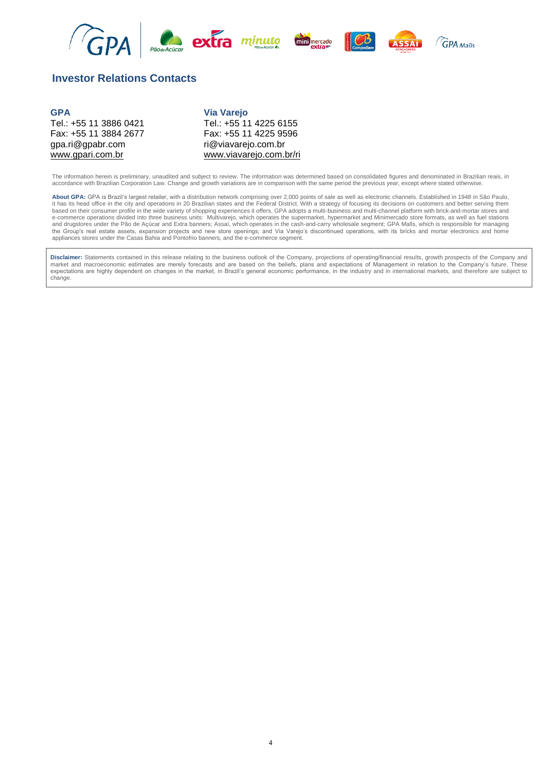## Investor Relations Contacts

**GPA**
Tel.: +55 11 3886 0421
Fax: +55 11 3884 2677
gpa.ri@gpabr.com
www.gpari.com.br

**Via Varejo**
Tel.: +55 11 4225 6155
Fax: +55 11 4225 9596
ri@viavarejo.com.br
www.viavarejo.com.br/ri

The information herein is preliminary, unaudited and subject to review. The information was determined based on consolidated figures and denominated in Brazilian reais, in accordance with Brazilian Corporation Law. Change and growth variations are in comparison with the same period the previous year, except where stated otherwise.

**About GPA:** GPA is Brazil's largest retailer, with a distribution network comprising over 2,000 points of sale as well as electronic channels. Established in 1948 in São Paulo, it has its head office in the city and operations in 20 Brazilian states and the Federal District. With a strategy of focusing its decisions on customers and better serving them based on their consumer profile in the wide variety of shopping experiences it offers, GPA adopts a multi-business and multi-channel platform with brick-and-mortar stores and e-commerce operations divided into three business units: Multivarejo, which operates the supermarket, hypermarket and Minimercado store formats, as well as fuel stations and drugstores under the Pão de Açúcar and Extra banners; Assaí, which operates in the cash-and-carry wholesale segment; GPA Malls, which is responsible for managing the Group's real estate assets, expansion projects and new store openings; and Via Varejo's discontinued operations, with its bricks and mortar electronics and home appliances stores under the Casas Bahia and Pontofrio banners, and the e-commerce segment.

**Disclaimer:** Statements contained in this release relating to the business outlook of the Company, projections of operating/financial results, growth prospects of the Company and market and macroeconomic estimates are merely forecasts and are based on the beliefs, plans and expectations of Management in relation to the Company's future. These expectations are highly dependent on changes in the market, in Brazil's general economic performance, in the industry and in international markets, and therefore are subject to change.